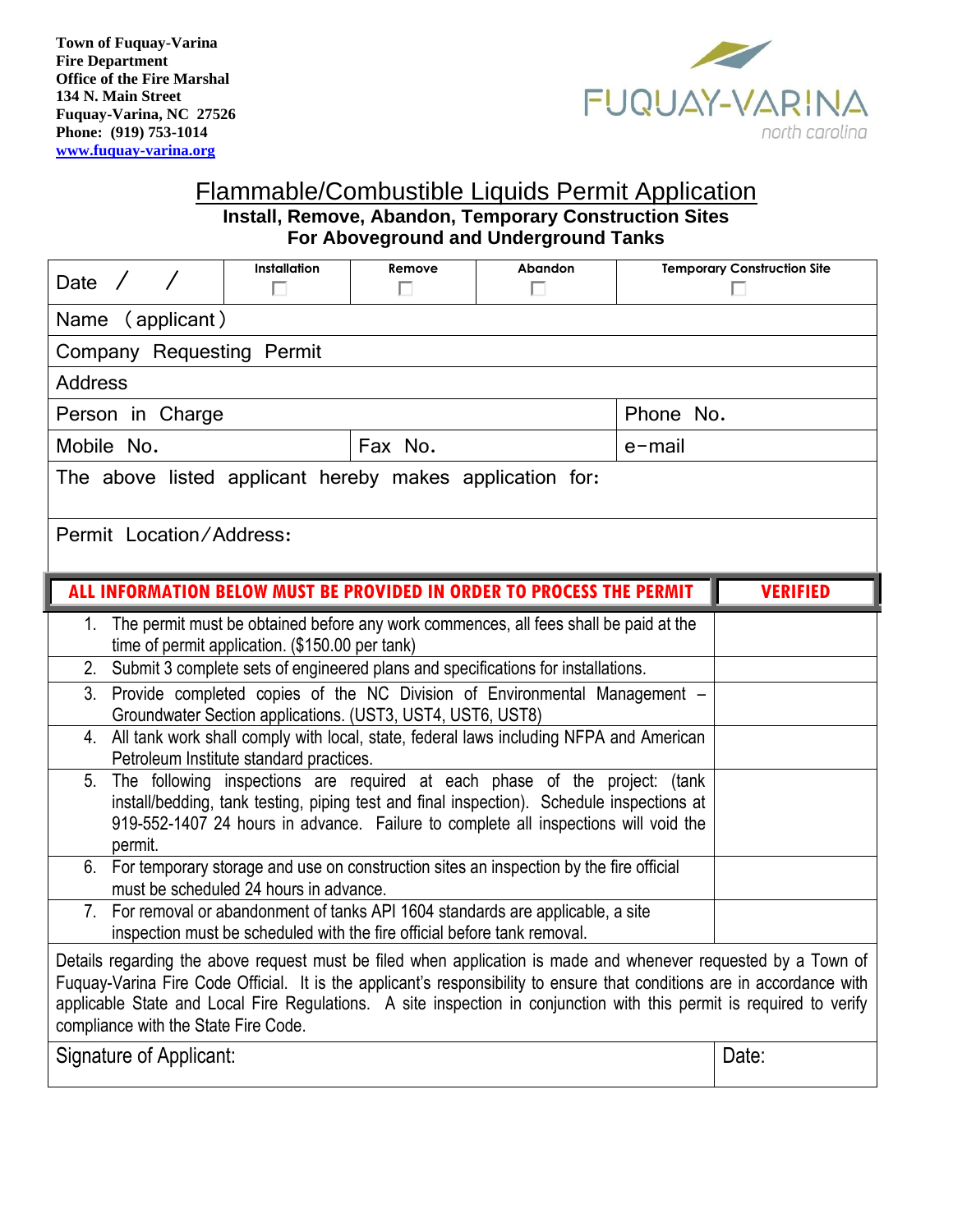Town of Fuquay-Varina
Fire Department
Office of the Fire Marshal
134 N. Main Street
Fuquay-Varina, NC 27526
Phone: (919) 753-1014
www.fuquay-varina.org

FUQUAY-VARINA
north carolina

# Flammable/Combustible Liquids Permit Application

### Install, Remove, Abandon, Temporary Construction Sites
### For Aboveground and Underground Tanks

| Date / / | Installation ☐ | Remove ☐ | Abandon ☐ | Temporary Construction Site ☐ |
|---|---|---|---|---|
| Name (applicant) | | | | |
| Company Requesting Permit | | | | |
| Address | | | | |
| Person in Charge | | | | Phone No. |
| Mobile No. | | Fax No. | | e-mail |
| The above listed applicant hereby makes application for: | | | | |
| Permit Location/Address: | | | | |

| ALL INFORMATION BELOW MUST BE PROVIDED IN ORDER TO PROCESS THE PERMIT | VERIFIED |
|---|---|
| 1. The permit must be obtained before any work commences, all fees shall be paid at the time of permit application. ($150.00 per tank) | |
| 2. Submit 3 complete sets of engineered plans and specifications for installations. | |
| 3. Provide completed copies of the NC Division of Environmental Management – Groundwater Section applications. (UST3, UST4, UST6, UST8) | |
| 4. All tank work shall comply with local, state, federal laws including NFPA and American Petroleum Institute standard practices. | |
| 5. The following inspections are required at each phase of the project: (tank install/bedding, tank testing, piping test and final inspection). Schedule inspections at 919-552-1407 24 hours in advance. Failure to complete all inspections will void the permit. | |
| 6. For temporary storage and use on construction sites an inspection by the fire official must be scheduled 24 hours in advance. | |
| 7. For removal or abandonment of tanks API 1604 standards are applicable, a site inspection must be scheduled with the fire official before tank removal. | |

Details regarding the above request must be filed when application is made and whenever requested by a Town of Fuquay-Varina Fire Code Official. It is the applicant's responsibility to ensure that conditions are in accordance with applicable State and Local Fire Regulations. A site inspection in conjunction with this permit is required to verify compliance with the State Fire Code.

| Signature of Applicant: | Date: |
|---|---|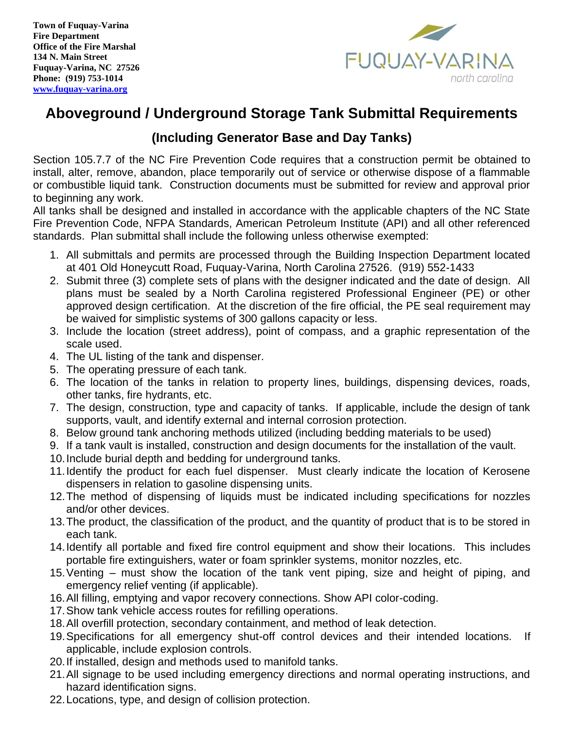Town of Fuquay-Varina
Fire Department
Office of the Fire Marshal
134 N. Main Street
Fuquay-Varina, NC 27526
Phone: (919) 753-1014
www.fuquay-varina.org

# Aboveground / Underground Storage Tank Submittal Requirements

## (Including Generator Base and Day Tanks)

Section 105.7.7 of the NC Fire Prevention Code requires that a construction permit be obtained to install, alter, remove, abandon, place temporarily out of service or otherwise dispose of a flammable or combustible liquid tank. Construction documents must be submitted for review and approval prior to beginning any work.

All tanks shall be designed and installed in accordance with the applicable chapters of the NC State Fire Prevention Code, NFPA Standards, American Petroleum Institute (API) and all other referenced standards. Plan submittal shall include the following unless otherwise exempted:

1. All submittals and permits are processed through the Building Inspection Department located at 401 Old Honeycutt Road, Fuquay-Varina, North Carolina 27526. (919) 552-1433
2. Submit three (3) complete sets of plans with the designer indicated and the date of design. All plans must be sealed by a North Carolina registered Professional Engineer (PE) or other approved design certification. At the discretion of the fire official, the PE seal requirement may be waived for simplistic systems of 300 gallons capacity or less.
3. Include the location (street address), point of compass, and a graphic representation of the scale used.
4. The UL listing of the tank and dispenser.
5. The operating pressure of each tank.
6. The location of the tanks in relation to property lines, buildings, dispensing devices, roads, other tanks, fire hydrants, etc.
7. The design, construction, type and capacity of tanks. If applicable, include the design of tank supports, vault, and identify external and internal corrosion protection.
8. Below ground tank anchoring methods utilized (including bedding materials to be used)
9. If a tank vault is installed, construction and design documents for the installation of the vault.
10. Include burial depth and bedding for underground tanks.
11. Identify the product for each fuel dispenser. Must clearly indicate the location of Kerosene dispensers in relation to gasoline dispensing units.
12. The method of dispensing of liquids must be indicated including specifications for nozzles and/or other devices.
13. The product, the classification of the product, and the quantity of product that is to be stored in each tank.
14. Identify all portable and fixed fire control equipment and show their locations. This includes portable fire extinguishers, water or foam sprinkler systems, monitor nozzles, etc.
15. Venting – must show the location of the tank vent piping, size and height of piping, and emergency relief venting (if applicable).
16. All filling, emptying and vapor recovery connections. Show API color-coding.
17. Show tank vehicle access routes for refilling operations.
18. All overfill protection, secondary containment, and method of leak detection.
19. Specifications for all emergency shut-off control devices and their intended locations. If applicable, include explosion controls.
20. If installed, design and methods used to manifold tanks.
21. All signage to be used including emergency directions and normal operating instructions, and hazard identification signs.
22. Locations, type, and design of collision protection.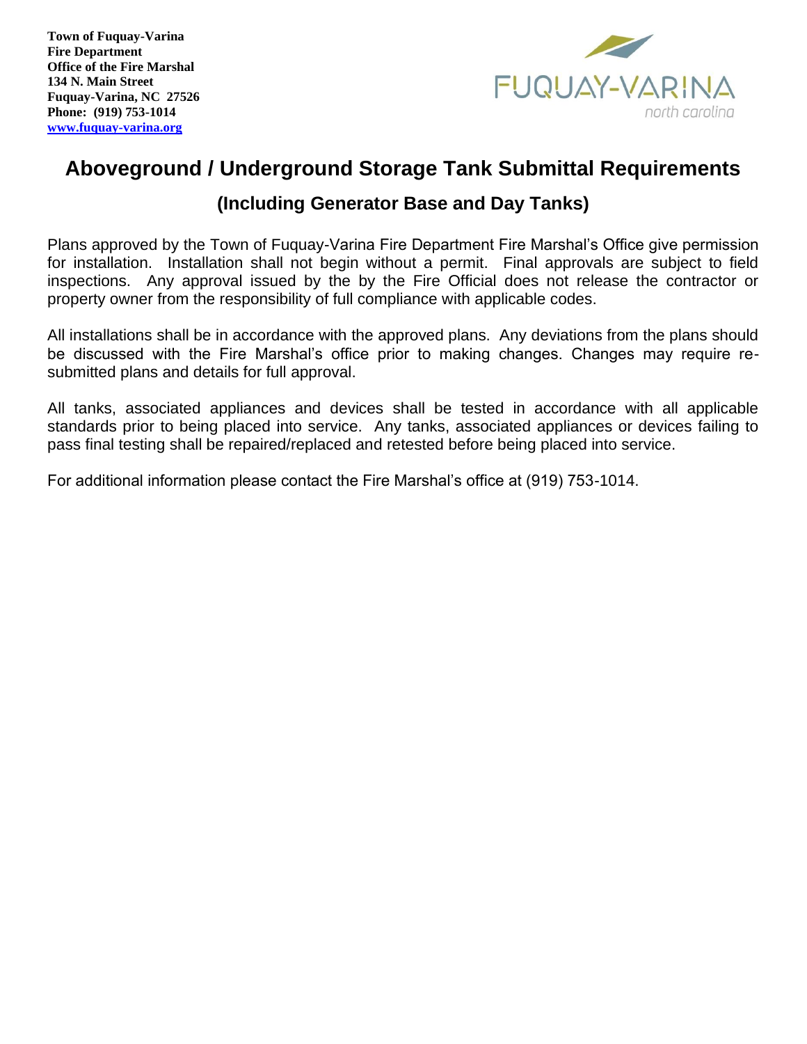**Town of Fuquay-Varina**
**Fire Department**
**Office of the Fire Marshal**
**134 N. Main Street**
**Fuquay-Varina, NC 27526**
**Phone: (919) 753-1014**
**www.fuquay-varina.org**

FUQUAY-VARINA
north carolina

# Aboveground / Underground Storage Tank Submittal Requirements

## (Including Generator Base and Day Tanks)

Plans approved by the Town of Fuquay-Varina Fire Department Fire Marshal's Office give permission for installation. Installation shall not begin without a permit. Final approvals are subject to field inspections. Any approval issued by the by the Fire Official does not release the contractor or property owner from the responsibility of full compliance with applicable codes.

All installations shall be in accordance with the approved plans. Any deviations from the plans should be discussed with the Fire Marshal's office prior to making changes. Changes may require re-submitted plans and details for full approval.

All tanks, associated appliances and devices shall be tested in accordance with all applicable standards prior to being placed into service. Any tanks, associated appliances or devices failing to pass final testing shall be repaired/replaced and retested before being placed into service.

For additional information please contact the Fire Marshal's office at (919) 753-1014.